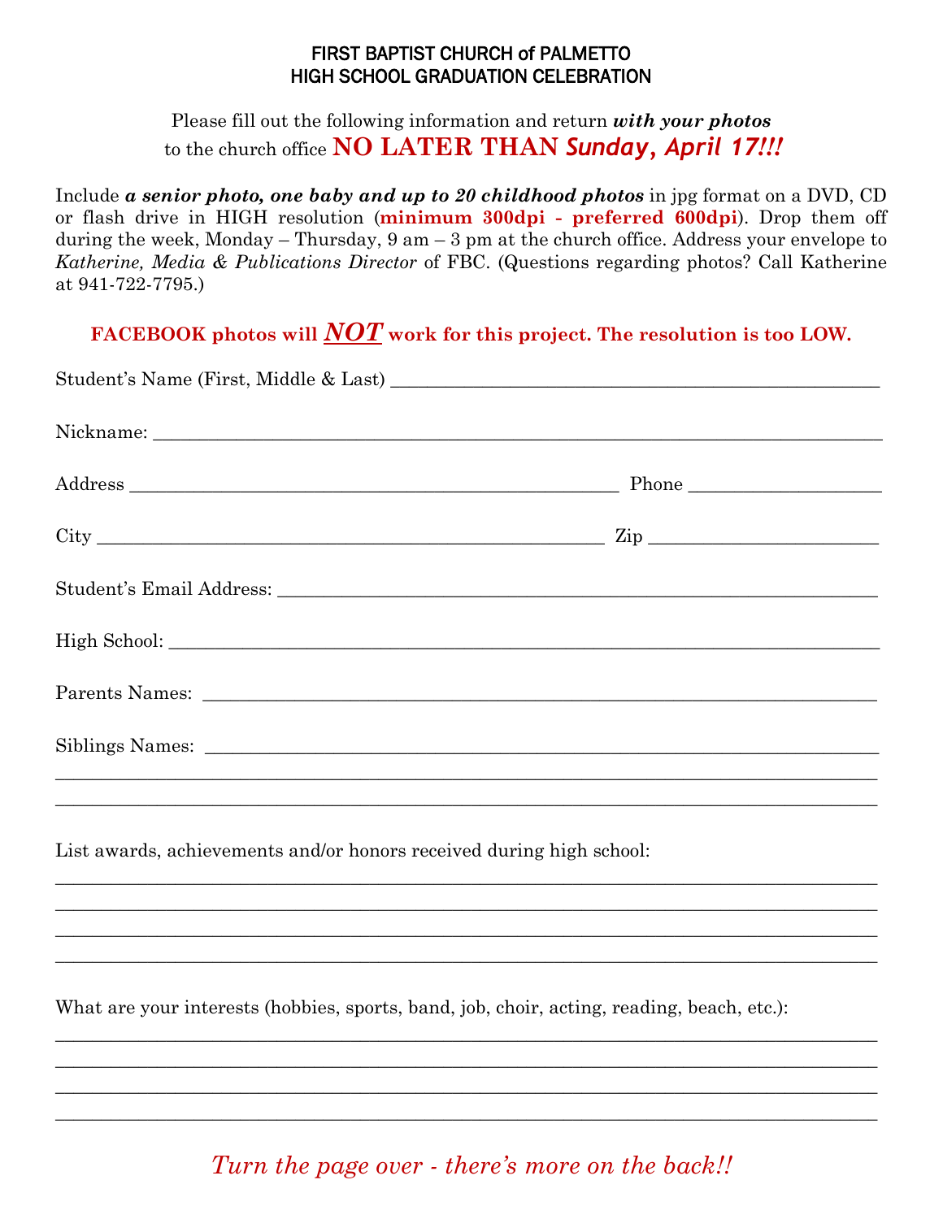# FIRST BAPTIST CHURCH of PALMETTO
## HIGH SCHOOL GRADUATION CELEBRATION

Please fill out the following information and return ***with your photos*** to the church office **NO LATER THAN *Sunday, April 17!!!***

Include ***a senior photo, one baby and up to 20 childhood photos*** in jpg format on a DVD, CD or flash drive in HIGH resolution (**minimum 300dpi - preferred 600dpi**). Drop them off during the week, Monday – Thursday, 9 am – 3 pm at the church office. Address your envelope to *Katherine, Media & Publications Director* of FBC. (Questions regarding photos? Call Katherine at 941-722-7795.)

**FACEBOOK photos will *NOT* work for this project. The resolution is too LOW.**

Student's Name (First, Middle & Last) ______________________________________________

Nickname: ______________________________________________________________________

Address ___________________________________________________ Phone __________________

City _____________________________________________________ Zip ______________________

Student's Email Address: _________________________________________________________

High School: ___________________________________________________________________

Parents Names: _________________________________________________________________

Siblings Names: ________________________________________________________________

_______________________________________________________________________________

_______________________________________________________________________________

List awards, achievements and/or honors received during high school:

_______________________________________________________________________________

_______________________________________________________________________________

_______________________________________________________________________________

_______________________________________________________________________________

What are your interests (hobbies, sports, band, job, choir, acting, reading, beach, etc.):

_______________________________________________________________________________

_______________________________________________________________________________

_______________________________________________________________________________

_______________________________________________________________________________

*Turn the page over - there's more on the back!!*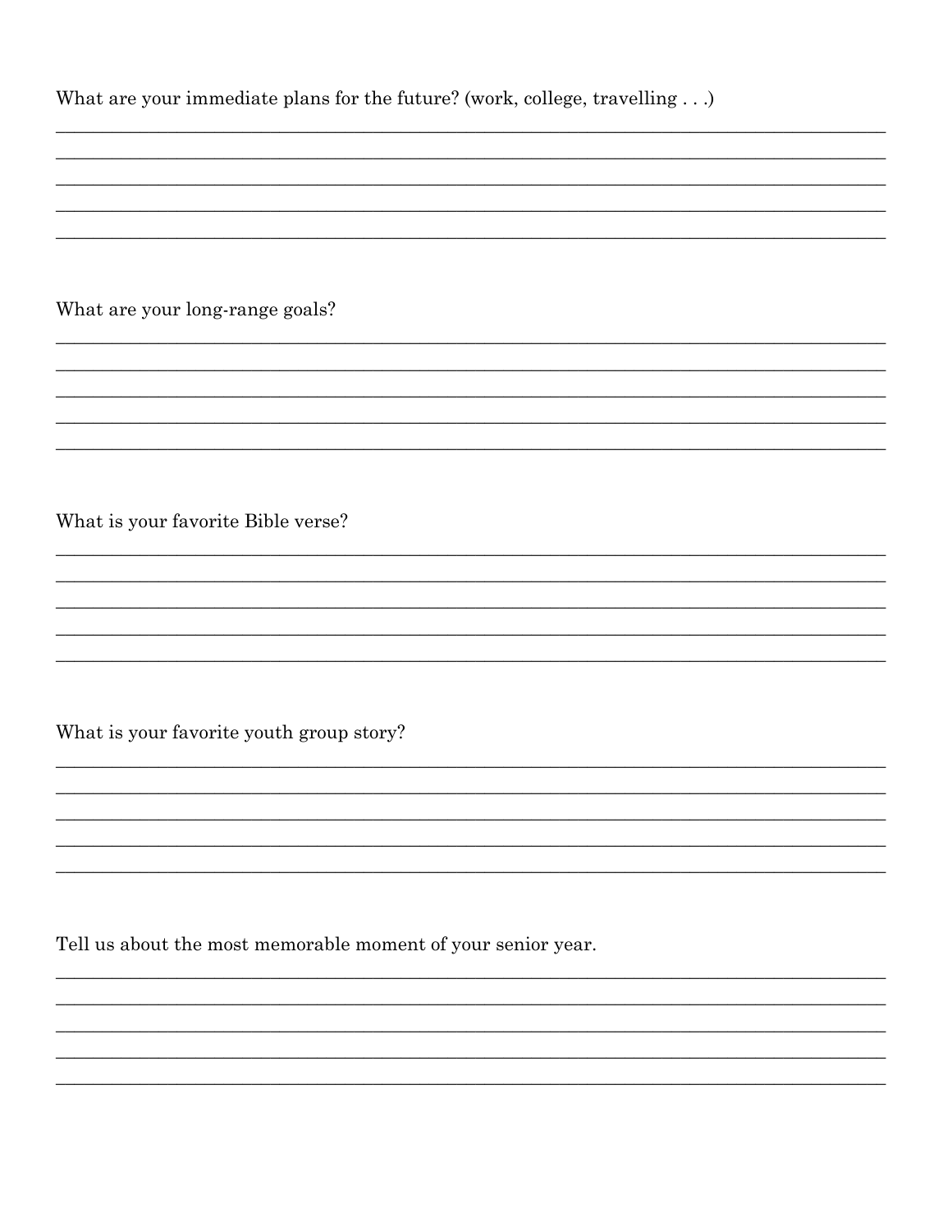What are your immediate plans for the future? (work, college, travelling . . .)

\_\_\_\_\_\_\_\_\_\_\_\_\_\_\_\_\_\_\_\_\_\_\_\_\_\_\_\_\_\_\_\_\_\_\_\_\_\_\_\_\_\_\_\_\_\_\_\_\_\_\_\_\_\_\_\_\_\_\_\_\_\_\_\_\_\_\_\_\_\_\_\_\_\_\_\_\_\_

\_\_\_\_\_\_\_\_\_\_\_\_\_\_\_\_\_\_\_\_\_\_\_\_\_\_\_\_\_\_\_\_\_\_\_\_\_\_\_\_\_\_\_\_\_\_\_\_\_\_\_\_\_\_\_\_\_\_\_\_\_\_\_\_\_\_\_\_\_\_\_\_\_\_\_\_\_\_

\_\_\_\_\_\_\_\_\_\_\_\_\_\_\_\_\_\_\_\_\_\_\_\_\_\_\_\_\_\_\_\_\_\_\_\_\_\_\_\_\_\_\_\_\_\_\_\_\_\_\_\_\_\_\_\_\_\_\_\_\_\_\_\_\_\_\_\_\_\_\_\_\_\_\_\_\_\_

\_\_\_\_\_\_\_\_\_\_\_\_\_\_\_\_\_\_\_\_\_\_\_\_\_\_\_\_\_\_\_\_\_\_\_\_\_\_\_\_\_\_\_\_\_\_\_\_\_\_\_\_\_\_\_\_\_\_\_\_\_\_\_\_\_\_\_\_\_\_\_\_\_\_\_\_\_\_

\_\_\_\_\_\_\_\_\_\_\_\_\_\_\_\_\_\_\_\_\_\_\_\_\_\_\_\_\_\_\_\_\_\_\_\_\_\_\_\_\_\_\_\_\_\_\_\_\_\_\_\_\_\_\_\_\_\_\_\_\_\_\_\_\_\_\_\_\_\_\_\_\_\_\_\_\_\_

What are your long-range goals?

\_\_\_\_\_\_\_\_\_\_\_\_\_\_\_\_\_\_\_\_\_\_\_\_\_\_\_\_\_\_\_\_\_\_\_\_\_\_\_\_\_\_\_\_\_\_\_\_\_\_\_\_\_\_\_\_\_\_\_\_\_\_\_\_\_\_\_\_\_\_\_\_\_\_\_\_\_\_

\_\_\_\_\_\_\_\_\_\_\_\_\_\_\_\_\_\_\_\_\_\_\_\_\_\_\_\_\_\_\_\_\_\_\_\_\_\_\_\_\_\_\_\_\_\_\_\_\_\_\_\_\_\_\_\_\_\_\_\_\_\_\_\_\_\_\_\_\_\_\_\_\_\_\_\_\_\_

\_\_\_\_\_\_\_\_\_\_\_\_\_\_\_\_\_\_\_\_\_\_\_\_\_\_\_\_\_\_\_\_\_\_\_\_\_\_\_\_\_\_\_\_\_\_\_\_\_\_\_\_\_\_\_\_\_\_\_\_\_\_\_\_\_\_\_\_\_\_\_\_\_\_\_\_\_\_

\_\_\_\_\_\_\_\_\_\_\_\_\_\_\_\_\_\_\_\_\_\_\_\_\_\_\_\_\_\_\_\_\_\_\_\_\_\_\_\_\_\_\_\_\_\_\_\_\_\_\_\_\_\_\_\_\_\_\_\_\_\_\_\_\_\_\_\_\_\_\_\_\_\_\_\_\_\_

\_\_\_\_\_\_\_\_\_\_\_\_\_\_\_\_\_\_\_\_\_\_\_\_\_\_\_\_\_\_\_\_\_\_\_\_\_\_\_\_\_\_\_\_\_\_\_\_\_\_\_\_\_\_\_\_\_\_\_\_\_\_\_\_\_\_\_\_\_\_\_\_\_\_\_\_\_\_

What is your favorite Bible verse?

\_\_\_\_\_\_\_\_\_\_\_\_\_\_\_\_\_\_\_\_\_\_\_\_\_\_\_\_\_\_\_\_\_\_\_\_\_\_\_\_\_\_\_\_\_\_\_\_\_\_\_\_\_\_\_\_\_\_\_\_\_\_\_\_\_\_\_\_\_\_\_\_\_\_\_\_\_\_

\_\_\_\_\_\_\_\_\_\_\_\_\_\_\_\_\_\_\_\_\_\_\_\_\_\_\_\_\_\_\_\_\_\_\_\_\_\_\_\_\_\_\_\_\_\_\_\_\_\_\_\_\_\_\_\_\_\_\_\_\_\_\_\_\_\_\_\_\_\_\_\_\_\_\_\_\_\_

\_\_\_\_\_\_\_\_\_\_\_\_\_\_\_\_\_\_\_\_\_\_\_\_\_\_\_\_\_\_\_\_\_\_\_\_\_\_\_\_\_\_\_\_\_\_\_\_\_\_\_\_\_\_\_\_\_\_\_\_\_\_\_\_\_\_\_\_\_\_\_\_\_\_\_\_\_\_

\_\_\_\_\_\_\_\_\_\_\_\_\_\_\_\_\_\_\_\_\_\_\_\_\_\_\_\_\_\_\_\_\_\_\_\_\_\_\_\_\_\_\_\_\_\_\_\_\_\_\_\_\_\_\_\_\_\_\_\_\_\_\_\_\_\_\_\_\_\_\_\_\_\_\_\_\_\_

\_\_\_\_\_\_\_\_\_\_\_\_\_\_\_\_\_\_\_\_\_\_\_\_\_\_\_\_\_\_\_\_\_\_\_\_\_\_\_\_\_\_\_\_\_\_\_\_\_\_\_\_\_\_\_\_\_\_\_\_\_\_\_\_\_\_\_\_\_\_\_\_\_\_\_\_\_\_

What is your favorite youth group story?

\_\_\_\_\_\_\_\_\_\_\_\_\_\_\_\_\_\_\_\_\_\_\_\_\_\_\_\_\_\_\_\_\_\_\_\_\_\_\_\_\_\_\_\_\_\_\_\_\_\_\_\_\_\_\_\_\_\_\_\_\_\_\_\_\_\_\_\_\_\_\_\_\_\_\_\_\_\_

\_\_\_\_\_\_\_\_\_\_\_\_\_\_\_\_\_\_\_\_\_\_\_\_\_\_\_\_\_\_\_\_\_\_\_\_\_\_\_\_\_\_\_\_\_\_\_\_\_\_\_\_\_\_\_\_\_\_\_\_\_\_\_\_\_\_\_\_\_\_\_\_\_\_\_\_\_\_

\_\_\_\_\_\_\_\_\_\_\_\_\_\_\_\_\_\_\_\_\_\_\_\_\_\_\_\_\_\_\_\_\_\_\_\_\_\_\_\_\_\_\_\_\_\_\_\_\_\_\_\_\_\_\_\_\_\_\_\_\_\_\_\_\_\_\_\_\_\_\_\_\_\_\_\_\_\_

\_\_\_\_\_\_\_\_\_\_\_\_\_\_\_\_\_\_\_\_\_\_\_\_\_\_\_\_\_\_\_\_\_\_\_\_\_\_\_\_\_\_\_\_\_\_\_\_\_\_\_\_\_\_\_\_\_\_\_\_\_\_\_\_\_\_\_\_\_\_\_\_\_\_\_\_\_\_

\_\_\_\_\_\_\_\_\_\_\_\_\_\_\_\_\_\_\_\_\_\_\_\_\_\_\_\_\_\_\_\_\_\_\_\_\_\_\_\_\_\_\_\_\_\_\_\_\_\_\_\_\_\_\_\_\_\_\_\_\_\_\_\_\_\_\_\_\_\_\_\_\_\_\_\_\_\_

Tell us about the most memorable moment of your senior year.

\_\_\_\_\_\_\_\_\_\_\_\_\_\_\_\_\_\_\_\_\_\_\_\_\_\_\_\_\_\_\_\_\_\_\_\_\_\_\_\_\_\_\_\_\_\_\_\_\_\_\_\_\_\_\_\_\_\_\_\_\_\_\_\_\_\_\_\_\_\_\_\_\_\_\_\_\_\_

\_\_\_\_\_\_\_\_\_\_\_\_\_\_\_\_\_\_\_\_\_\_\_\_\_\_\_\_\_\_\_\_\_\_\_\_\_\_\_\_\_\_\_\_\_\_\_\_\_\_\_\_\_\_\_\_\_\_\_\_\_\_\_\_\_\_\_\_\_\_\_\_\_\_\_\_\_\_

\_\_\_\_\_\_\_\_\_\_\_\_\_\_\_\_\_\_\_\_\_\_\_\_\_\_\_\_\_\_\_\_\_\_\_\_\_\_\_\_\_\_\_\_\_\_\_\_\_\_\_\_\_\_\_\_\_\_\_\_\_\_\_\_\_\_\_\_\_\_\_\_\_\_\_\_\_\_

\_\_\_\_\_\_\_\_\_\_\_\_\_\_\_\_\_\_\_\_\_\_\_\_\_\_\_\_\_\_\_\_\_\_\_\_\_\_\_\_\_\_\_\_\_\_\_\_\_\_\_\_\_\_\_\_\_\_\_\_\_\_\_\_\_\_\_\_\_\_\_\_\_\_\_\_\_\_

\_\_\_\_\_\_\_\_\_\_\_\_\_\_\_\_\_\_\_\_\_\_\_\_\_\_\_\_\_\_\_\_\_\_\_\_\_\_\_\_\_\_\_\_\_\_\_\_\_\_\_\_\_\_\_\_\_\_\_\_\_\_\_\_\_\_\_\_\_\_\_\_\_\_\_\_\_\_